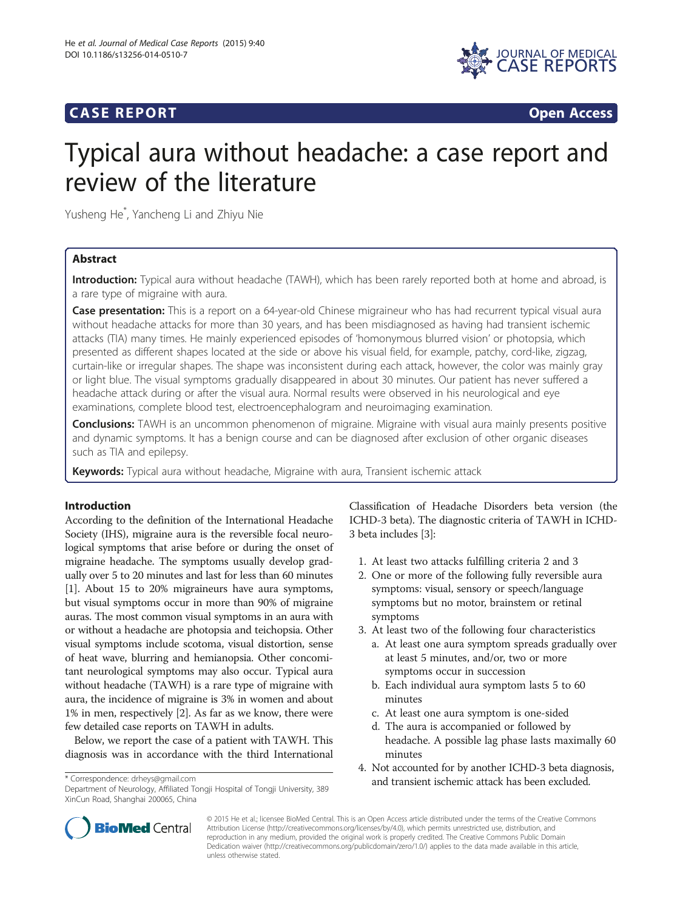**CASE REPORT** **Open Access**

# Typical aura without headache: a case report and review of the literature

Yusheng He*, Yancheng Li and Zhiyu Nie

## Abstract

**Introduction:** Typical aura without headache (TAWH), which has been rarely reported both at home and abroad, is a rare type of migraine with aura.

**Case presentation:** This is a report on a 64-year-old Chinese migraineur who has had recurrent typical visual aura without headache attacks for more than 30 years, and has been misdiagnosed as having had transient ischemic attacks (TIA) many times. He mainly experienced episodes of 'homonymous blurred vision' or photopsia, which presented as different shapes located at the side or above his visual field, for example, patchy, cord-like, zigzag, curtain-like or irregular shapes. The shape was inconsistent during each attack, however, the color was mainly gray or light blue. The visual symptoms gradually disappeared in about 30 minutes. Our patient has never suffered a headache attack during or after the visual aura. Normal results were observed in his neurological and eye examinations, complete blood test, electroencephalogram and neuroimaging examination.

**Conclusions:** TAWH is an uncommon phenomenon of migraine. Migraine with visual aura mainly presents positive and dynamic symptoms. It has a benign course and can be diagnosed after exclusion of other organic diseases such as TIA and epilepsy.

**Keywords:** Typical aura without headache, Migraine with aura, Transient ischemic attack

## Introduction

According to the definition of the International Headache Society (IHS), migraine aura is the reversible focal neurological symptoms that arise before or during the onset of migraine headache. The symptoms usually develop gradually over 5 to 20 minutes and last for less than 60 minutes [1]. About 15 to 20% migraineurs have aura symptoms, but visual symptoms occur in more than 90% of migraine auras. The most common visual symptoms in an aura with or without a headache are photopsia and teichopsia. Other visual symptoms include scotoma, visual distortion, sense of heat wave, blurring and hemianopsia. Other concomitant neurological symptoms may also occur. Typical aura without headache (TAWH) is a rare type of migraine with aura, the incidence of migraine is 3% in women and about 1% in men, respectively [2]. As far as we know, there were few detailed case reports on TAWH in adults.

Below, we report the case of a patient with TAWH. This diagnosis was in accordance with the third International Classification of Headache Disorders beta version (the ICHD-3 beta). The diagnostic criteria of TAWH in ICHD-3 beta includes [3]:

1. At least two attacks fulfilling criteria 2 and 3
2. One or more of the following fully reversible aura symptoms: visual, sensory or speech/language symptoms but no motor, brainstem or retinal symptoms
3. At least two of the following four characteristics
   a. At least one aura symptom spreads gradually over at least 5 minutes, and/or, two or more symptoms occur in succession
   b. Each individual aura symptom lasts 5 to 60 minutes
   c. At least one aura symptom is one-sided
   d. The aura is accompanied or followed by headache. A possible lag phase lasts maximally 60 minutes
4. Not accounted for by another ICHD-3 beta diagnosis, and transient ischemic attack has been excluded.

\* Correspondence: drheys@gmail.com
Department of Neurology, Affiliated Tongji Hospital of Tongji University, 389 XinCun Road, Shanghai 200065, China

© 2015 He et al.; licensee BioMed Central. This is an Open Access article distributed under the terms of the Creative Commons Attribution License (http://creativecommons.org/licenses/by/4.0), which permits unrestricted use, distribution, and reproduction in any medium, provided the original work is properly credited. The Creative Commons Public Domain Dedication waiver (http://creativecommons.org/publicdomain/zero/1.0/) applies to the data made available in this article, unless otherwise stated.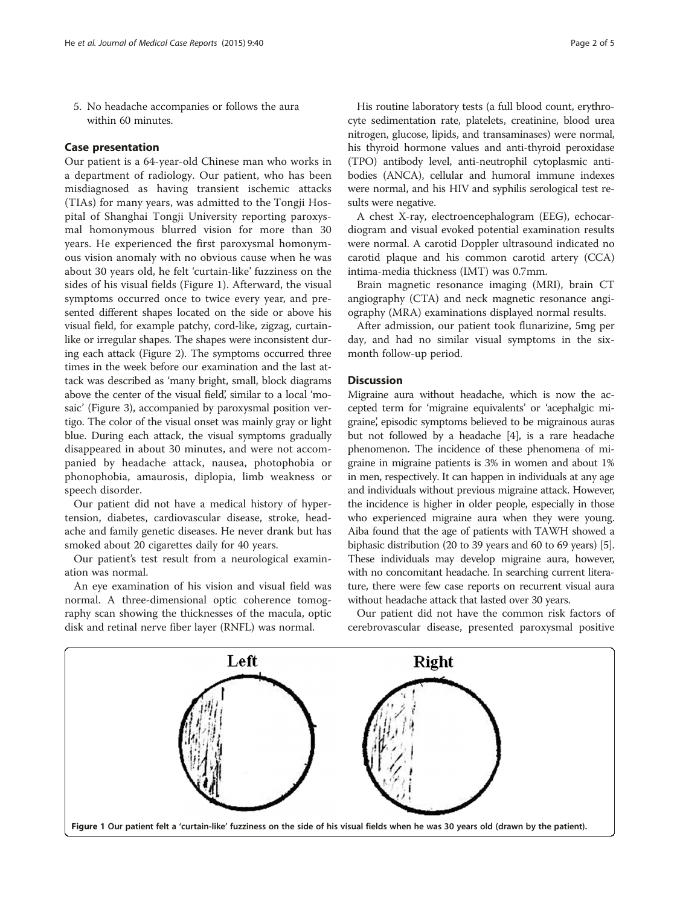5. No headache accompanies or follows the aura within 60 minutes.

## Case presentation

Our patient is a 64-year-old Chinese man who works in a department of radiology. Our patient, who has been misdiagnosed as having transient ischemic attacks (TIAs) for many years, was admitted to the Tongji Hospital of Shanghai Tongji University reporting paroxysmal homonymous blurred vision for more than 30 years. He experienced the first paroxysmal homonymous vision anomaly with no obvious cause when he was about 30 years old, he felt 'curtain-like' fuzziness on the sides of his visual fields (Figure 1). Afterward, the visual symptoms occurred once to twice every year, and presented different shapes located on the side or above his visual field, for example patchy, cord-like, zigzag, curtain-like or irregular shapes. The shapes were inconsistent during each attack (Figure 2). The symptoms occurred three times in the week before our examination and the last attack was described as 'many bright, small, block diagrams above the center of the visual field', similar to a local 'mosaic' (Figure 3), accompanied by paroxysmal position vertigo. The color of the visual onset was mainly gray or light blue. During each attack, the visual symptoms gradually disappeared in about 30 minutes, and were not accompanied by headache attack, nausea, photophobia or phonophobia, amaurosis, diplopia, limb weakness or speech disorder.

Our patient did not have a medical history of hypertension, diabetes, cardiovascular disease, stroke, headache and family genetic diseases. He never drank but has smoked about 20 cigarettes daily for 40 years.

Our patient's test result from a neurological examination was normal.

An eye examination of his vision and visual field was normal. A three-dimensional optic coherence tomography scan showing the thicknesses of the macula, optic disk and retinal nerve fiber layer (RNFL) was normal.

His routine laboratory tests (a full blood count, erythrocyte sedimentation rate, platelets, creatinine, blood urea nitrogen, glucose, lipids, and transaminases) were normal, his thyroid hormone values and anti-thyroid peroxidase (TPO) antibody level, anti-neutrophil cytoplasmic antibodies (ANCA), cellular and humoral immune indexes were normal, and his HIV and syphilis serological test results were negative.

A chest X-ray, electroencephalogram (EEG), echocardiogram and visual evoked potential examination results were normal. A carotid Doppler ultrasound indicated no carotid plaque and his common carotid artery (CCA) intima-media thickness (IMT) was 0.7mm.

Brain magnetic resonance imaging (MRI), brain CT angiography (CTA) and neck magnetic resonance angiography (MRA) examinations displayed normal results.

After admission, our patient took flunarizine, 5mg per day, and had no similar visual symptoms in the six-month follow-up period.

## Discussion

Migraine aura without headache, which is now the accepted term for 'migraine equivalents' or 'acephalgic migraine', episodic symptoms believed to be migrainous auras but not followed by a headache [4], is a rare headache phenomenon. The incidence of these phenomena of migraine in migraine patients is 3% in women and about 1% in men, respectively. It can happen in individuals at any age and individuals without previous migraine attack. However, the incidence is higher in older people, especially in those who experienced migraine aura when they were young. Aiba found that the age of patients with TAWH showed a biphasic distribution (20 to 39 years and 60 to 69 years) [5]. These individuals may develop migraine aura, however, with no concomitant headache. In searching current literature, there were few case reports on recurrent visual aura without headache attack that lasted over 30 years.

Our patient did not have the common risk factors of cerebrovascular disease, presented paroxysmal positive

**Figure 1** Our patient felt a 'curtain-like' fuzziness on the side of his visual fields when he was 30 years old (drawn by the patient).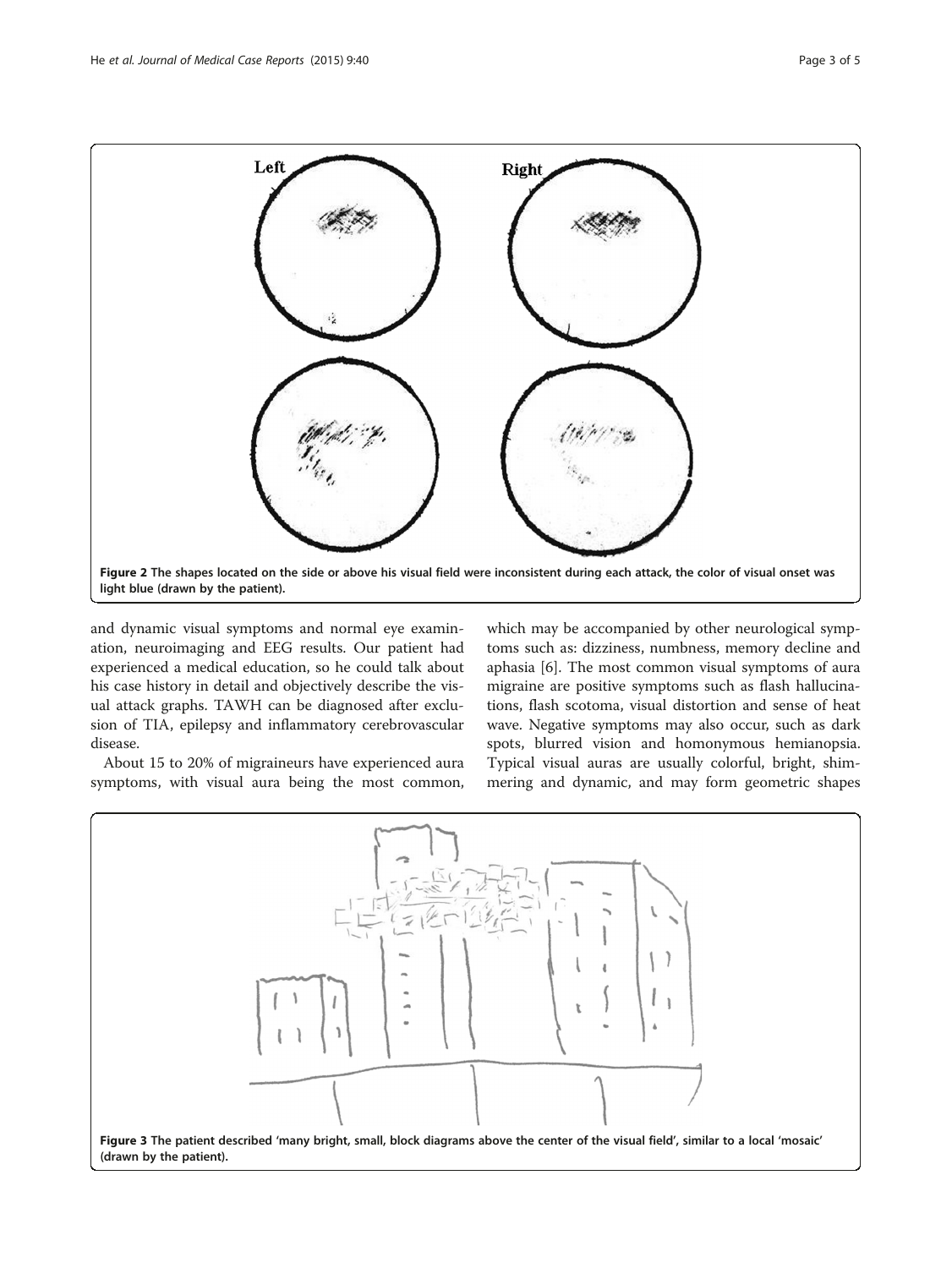Figure 2 The shapes located on the side or above his visual field were inconsistent during each attack, the color of visual onset was light blue (drawn by the patient).

and dynamic visual symptoms and normal eye examination, neuroimaging and EEG results. Our patient had experienced a medical education, so he could talk about his case history in detail and objectively describe the visual attack graphs. TAWH can be diagnosed after exclusion of TIA, epilepsy and inflammatory cerebrovascular disease.

About 15 to 20% of migraineurs have experienced aura symptoms, with visual aura being the most common, which may be accompanied by other neurological symptoms such as: dizziness, numbness, memory decline and aphasia [6]. The most common visual symptoms of aura migraine are positive symptoms such as flash hallucinations, flash scotoma, visual distortion and sense of heat wave. Negative symptoms may also occur, such as dark spots, blurred vision and homonymous hemianopsia. Typical visual auras are usually colorful, bright, shimmering and dynamic, and may form geometric shapes

Figure 3 The patient described 'many bright, small, block diagrams above the center of the visual field', similar to a local 'mosaic' (drawn by the patient).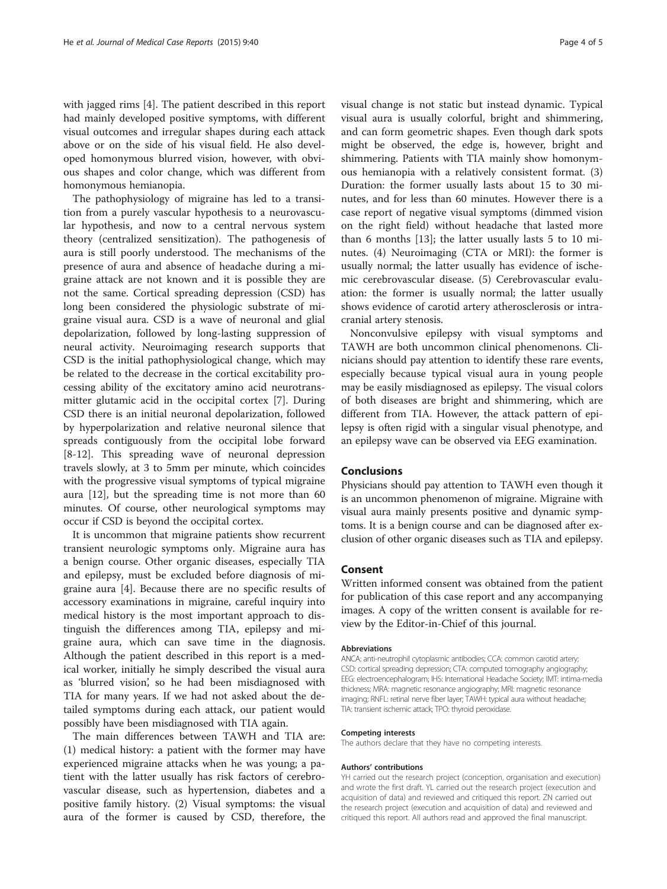with jagged rims [4]. The patient described in this report had mainly developed positive symptoms, with different visual outcomes and irregular shapes during each attack above or on the side of his visual field. He also developed homonymous blurred vision, however, with obvious shapes and color change, which was different from homonymous hemianopia.

The pathophysiology of migraine has led to a transition from a purely vascular hypothesis to a neurovascular hypothesis, and now to a central nervous system theory (centralized sensitization). The pathogenesis of aura is still poorly understood. The mechanisms of the presence of aura and absence of headache during a migraine attack are not known and it is possible they are not the same. Cortical spreading depression (CSD) has long been considered the physiologic substrate of migraine visual aura. CSD is a wave of neuronal and glial depolarization, followed by long-lasting suppression of neural activity. Neuroimaging research supports that CSD is the initial pathophysiological change, which may be related to the decrease in the cortical excitability processing ability of the excitatory amino acid neurotransmitter glutamic acid in the occipital cortex [7]. During CSD there is an initial neuronal depolarization, followed by hyperpolarization and relative neuronal silence that spreads contiguously from the occipital lobe forward [8-12]. This spreading wave of neuronal depression travels slowly, at 3 to 5mm per minute, which coincides with the progressive visual symptoms of typical migraine aura [12], but the spreading time is not more than 60 minutes. Of course, other neurological symptoms may occur if CSD is beyond the occipital cortex.

It is uncommon that migraine patients show recurrent transient neurologic symptoms only. Migraine aura has a benign course. Other organic diseases, especially TIA and epilepsy, must be excluded before diagnosis of migraine aura [4]. Because there are no specific results of accessory examinations in migraine, careful inquiry into medical history is the most important approach to distinguish the differences among TIA, epilepsy and migraine aura, which can save time in the diagnosis. Although the patient described in this report is a medical worker, initially he simply described the visual aura as 'blurred vision', so he had been misdiagnosed with TIA for many years. If we had not asked about the detailed symptoms during each attack, our patient would possibly have been misdiagnosed with TIA again.

The main differences between TAWH and TIA are: (1) medical history: a patient with the former may have experienced migraine attacks when he was young; a patient with the latter usually has risk factors of cerebrovascular disease, such as hypertension, diabetes and a positive family history. (2) Visual symptoms: the visual aura of the former is caused by CSD, therefore, the visual change is not static but instead dynamic. Typical visual aura is usually colorful, bright and shimmering, and can form geometric shapes. Even though dark spots might be observed, the edge is, however, bright and shimmering. Patients with TIA mainly show homonymous hemianopia with a relatively consistent format. (3) Duration: the former usually lasts about 15 to 30 minutes, and for less than 60 minutes. However there is a case report of negative visual symptoms (dimmed vision on the right field) without headache that lasted more than 6 months [13]; the latter usually lasts 5 to 10 minutes. (4) Neuroimaging (CTA or MRI): the former is usually normal; the latter usually has evidence of ischemic cerebrovascular disease. (5) Cerebrovascular evaluation: the former is usually normal; the latter usually shows evidence of carotid artery atherosclerosis or intracranial artery stenosis.

Nonconvulsive epilepsy with visual symptoms and TAWH are both uncommon clinical phenomenons. Clinicians should pay attention to identify these rare events, especially because typical visual aura in young people may be easily misdiagnosed as epilepsy. The visual colors of both diseases are bright and shimmering, which are different from TIA. However, the attack pattern of epilepsy is often rigid with a singular visual phenotype, and an epilepsy wave can be observed via EEG examination.

## Conclusions

Physicians should pay attention to TAWH even though it is an uncommon phenomenon of migraine. Migraine with visual aura mainly presents positive and dynamic symptoms. It is a benign course and can be diagnosed after exclusion of other organic diseases such as TIA and epilepsy.

## Consent

Written informed consent was obtained from the patient for publication of this case report and any accompanying images. A copy of the written consent is available for review by the Editor-in-Chief of this journal.

#### Abbreviations

ANCA: anti-neutrophil cytoplasmic antibodies; CCA: common carotid artery; CSD: cortical spreading depression; CTA: computed tomography angiography; EEG: electroencephalogram; IHS: International Headache Society; IMT: intima-media thickness; MRA: magnetic resonance angiography; MRI: magnetic resonance imaging; RNFL: retinal nerve fiber layer; TAWH: typical aura without headache; TIA: transient ischemic attack; TPO: thyroid peroxidase.

#### Competing interests

The authors declare that they have no competing interests.

#### Authors' contributions

YH carried out the research project (conception, organisation and execution) and wrote the first draft. YL carried out the research project (execution and acquisition of data) and reviewed and critiqued this report. ZN carried out the research project (execution and acquisition of data) and reviewed and critiqued this report. All authors read and approved the final manuscript.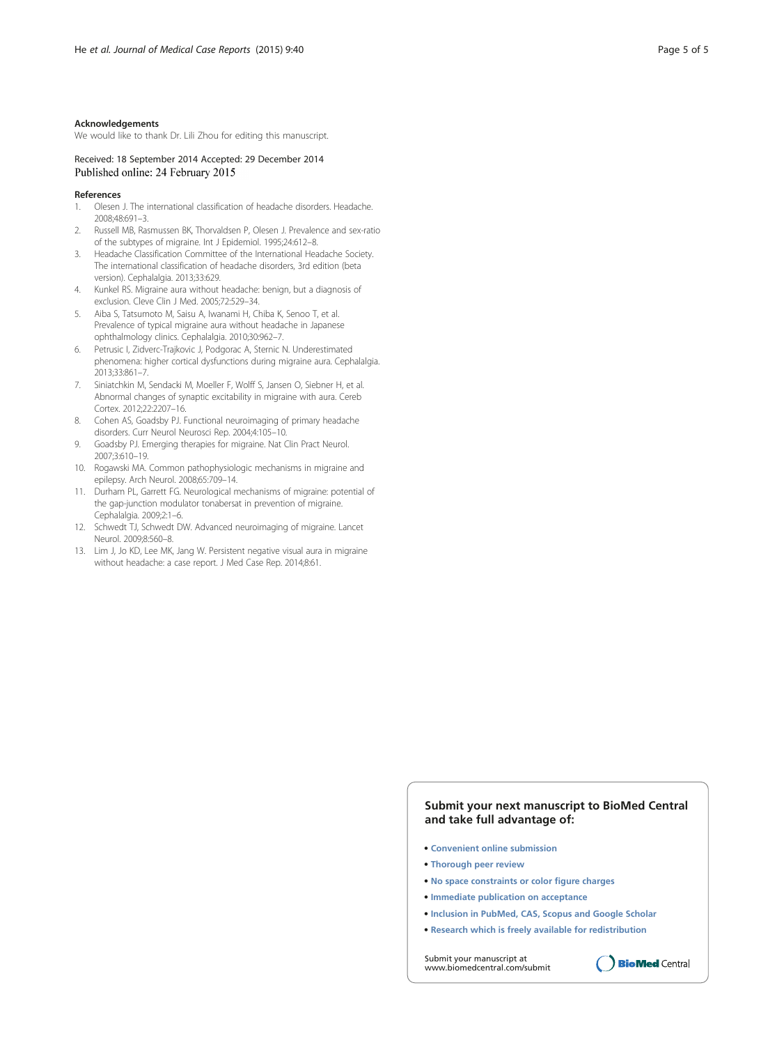#### Acknowledgements

We would like to thank Dr. Lili Zhou for editing this manuscript.

Received: 18 September 2014 Accepted: 29 December 2014
Published online: 24 February 2015

#### References

1. Olesen J. The international classification of headache disorders. Headache. 2008;48:691–3.
2. Russell MB, Rasmussen BK, Thorvaldsen P, Olesen J. Prevalence and sex-ratio of the subtypes of migraine. Int J Epidemiol. 1995;24:612–8.
3. Headache Classification Committee of the International Headache Society. The international classification of headache disorders, 3rd edition (beta version). Cephalalgia. 2013;33:629.
4. Kunkel RS. Migraine aura without headache: benign, but a diagnosis of exclusion. Cleve Clin J Med. 2005;72:529–34.
5. Aiba S, Tatsumoto M, Saisu A, Iwanami H, Chiba K, Senoo T, et al. Prevalence of typical migraine aura without headache in Japanese ophthalmology clinics. Cephalalgia. 2010;30:962–7.
6. Petrusic I, Zidverc-Trajkovic J, Podgorac A, Sternic N. Underestimated phenomena: higher cortical dysfunctions during migraine aura. Cephalalgia. 2013;33:861–7.
7. Siniatchkin M, Sendacki M, Moeller F, Wolff S, Jansen O, Siebner H, et al. Abnormal changes of synaptic excitability in migraine with aura. Cereb Cortex. 2012;22:2207–16.
8. Cohen AS, Goadsby PJ. Functional neuroimaging of primary headache disorders. Curr Neurol Neurosci Rep. 2004;4:105–10.
9. Goadsby PJ. Emerging therapies for migraine. Nat Clin Pract Neurol. 2007;3:610–19.
10. Rogawski MA. Common pathophysiologic mechanisms in migraine and epilepsy. Arch Neurol. 2008;65:709–14.
11. Durham PL, Garrett FG. Neurological mechanisms of migraine: potential of the gap-junction modulator tonabersat in prevention of migraine. Cephalalgia. 2009;2:1–6.
12. Schwedt TJ, Schwedt DW. Advanced neuroimaging of migraine. Lancet Neurol. 2009;8:560–8.
13. Lim J, Jo KD, Lee MK, Jang W. Persistent negative visual aura in migraine without headache: a case report. J Med Case Rep. 2014;8:61.

**Submit your next manuscript to BioMed Central and take full advantage of:**

- **Convenient online submission**
- **Thorough peer review**
- **No space constraints or color figure charges**
- **Immediate publication on acceptance**
- **Inclusion in PubMed, CAS, Scopus and Google Scholar**
- **Research which is freely available for redistribution**

Submit your manuscript at
www.biomedcentral.com/submit

BioMed Central